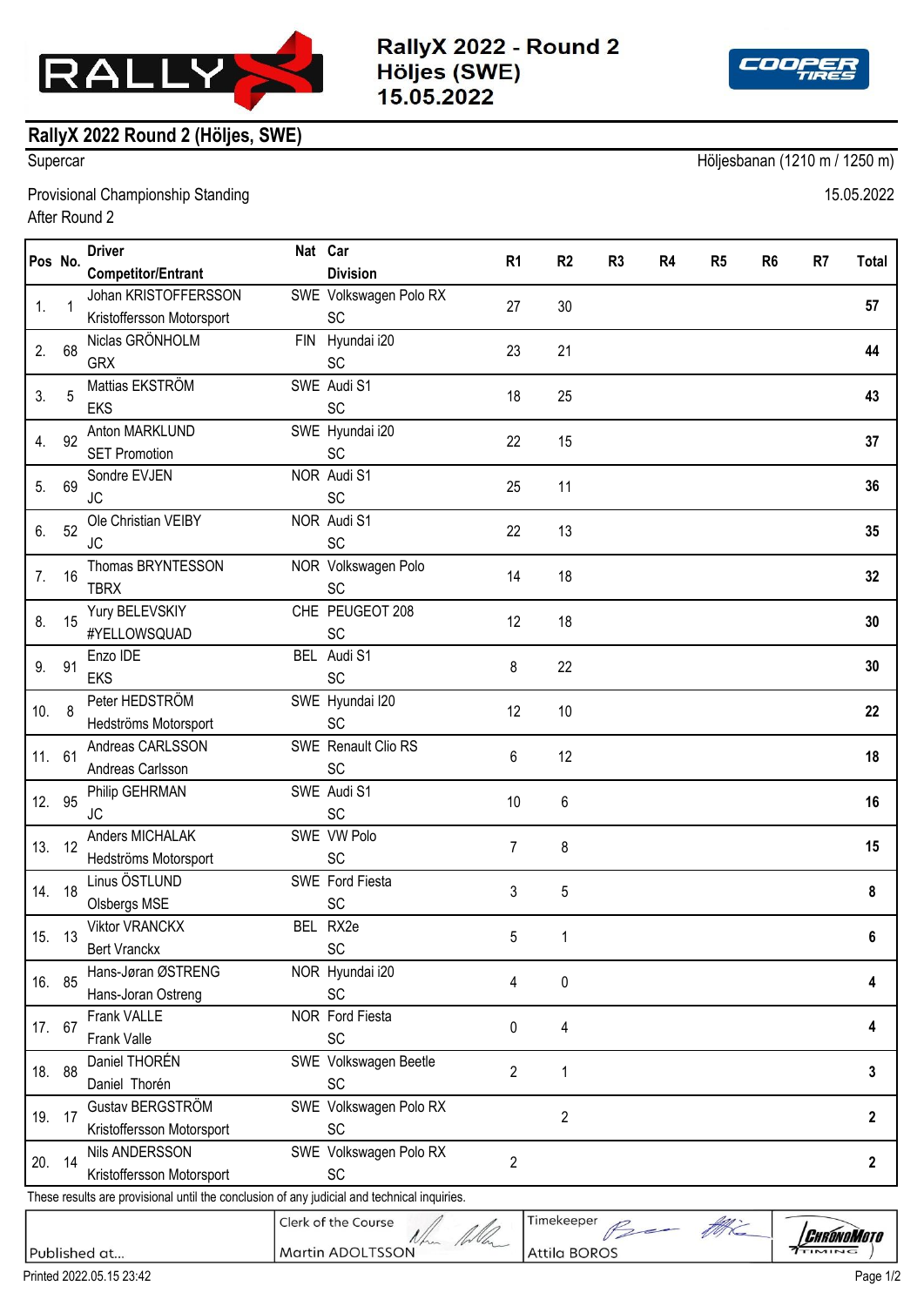# RallyX 2022 - Round 2
# Höljes (SWE)
# 15.05.2022

## RallyX 2022 Round 2 (Höljes, SWE)

Supercar

Höljesbanan (1210 m / 1250 m)

Provisional Championship Standing

After Round 2

15.05.2022

| Pos | No. | Driver / Competitor/Entrant | Nat | Car / Division | R1 | R2 | R3 | R4 | R5 | R6 | R7 | Total |
|---|---|---|---|---|---|---|---|---|---|---|---|---|
| 1. | 1 | Johan KRISTOFFERSSON / Kristoffersson Motorsport | SWE | Volkswagen Polo RX / SC | 27 | 30 | | | | | | **57** |
| 2. | 68 | Niclas GRÖNHOLM / GRX | FIN | Hyundai i20 / SC | 23 | 21 | | | | | | **44** |
| 3. | 5 | Mattias EKSTRÖM / EKS | SWE | Audi S1 / SC | 18 | 25 | | | | | | **43** |
| 4. | 92 | Anton MARKLUND / SET Promotion | SWE | Hyundai i20 / SC | 22 | 15 | | | | | | **37** |
| 5. | 69 | Sondre EVJEN / JC | NOR | Audi S1 / SC | 25 | 11 | | | | | | **36** |
| 6. | 52 | Ole Christian VEIBY / JC | NOR | Audi S1 / SC | 22 | 13 | | | | | | **35** |
| 7. | 16 | Thomas BRYNTESSON / TBRX | NOR | Volkswagen Polo / SC | 14 | 18 | | | | | | **32** |
| 8. | 15 | Yury BELEVSKIY / #YELLOWSQUAD | CHE | PEUGEOT 208 / SC | 12 | 18 | | | | | | **30** |
| 9. | 91 | Enzo IDE / EKS | BEL | Audi S1 / SC | 8 | 22 | | | | | | **30** |
| 10. | 8 | Peter HEDSTRÖM / Hedströms Motorsport | SWE | Hyundai I20 / SC | 12 | 10 | | | | | | **22** |
| 11. | 61 | Andreas CARLSSON / Andreas Carlsson | SWE | Renault Clio RS / SC | 6 | 12 | | | | | | **18** |
| 12. | 95 | Philip GEHRMAN / JC | SWE | Audi S1 / SC | 10 | 6 | | | | | | **16** |
| 13. | 12 | Anders MICHALAK / Hedströms Motorsport | SWE | VW Polo / SC | 7 | 8 | | | | | | **15** |
| 14. | 18 | Linus ÖSTLUND / Olsbergs MSE | SWE | Ford Fiesta / SC | 3 | 5 | | | | | | **8** |
| 15. | 13 | Viktor VRANCKX / Bert Vranckx | BEL | RX2e / SC | 5 | 1 | | | | | | **6** |
| 16. | 85 | Hans-Jøran ØSTRENG / Hans-Joran Ostreng | NOR | Hyundai i20 / SC | 4 | 0 | | | | | | **4** |
| 17. | 67 | Frank VALLE / Frank Valle | NOR | Ford Fiesta / SC | 0 | 4 | | | | | | **4** |
| 18. | 88 | Daniel THORÉN / Daniel Thorén | SWE | Volkswagen Beetle / SC | 2 | 1 | | | | | | **3** |
| 19. | 17 | Gustav BERGSTRÖM / Kristoffersson Motorsport | SWE | Volkswagen Polo RX / SC | | 2 | | | | | | **2** |
| 20. | 14 | Nils ANDERSSON / Kristoffersson Motorsport | SWE | Volkswagen Polo RX / SC | 2 | | | | | | | **2** |

These results are provisional until the conclusion of any judicial and technical inquiries.

| Published at... | Clerk of the Course: Martin ADOLTSSON | Timekeeper: Attila BOROS |
|---|---|---|

Printed 2022.05.15 23:42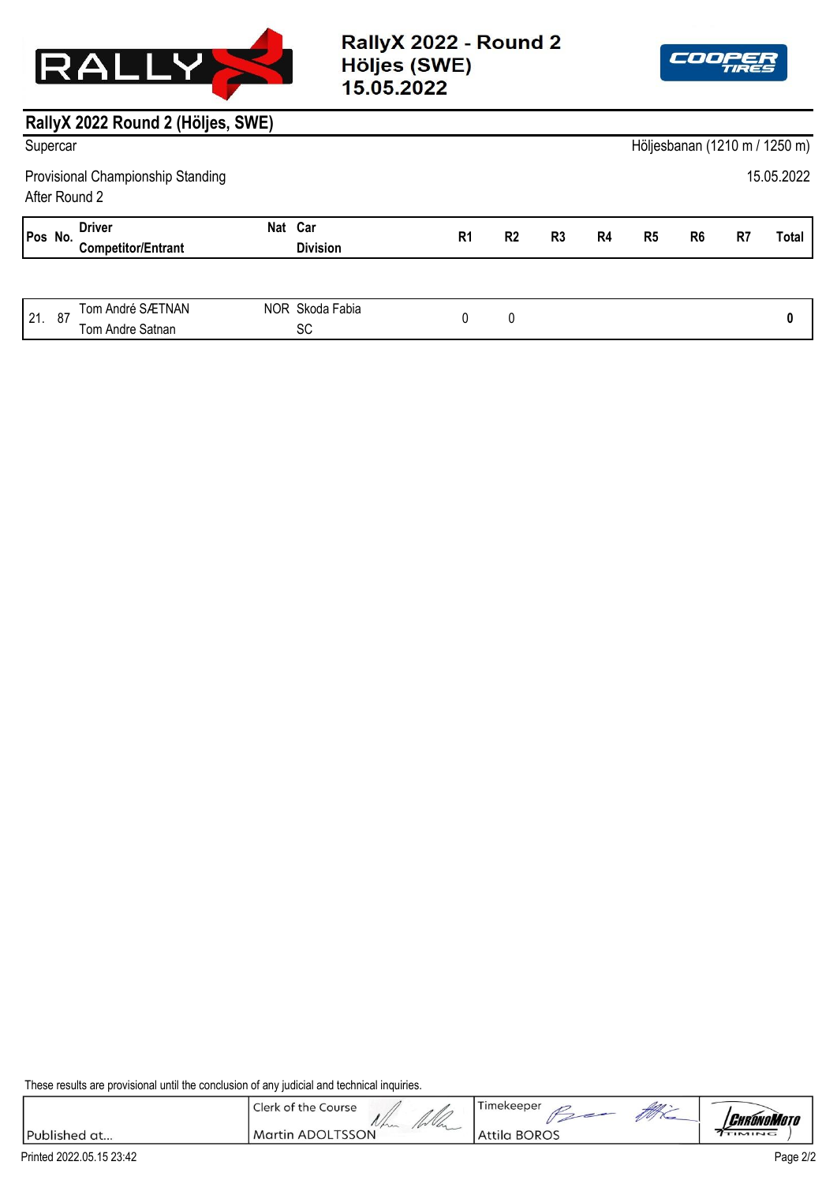RallyX 2022 - Round 2
Höljes (SWE)
15.05.2022

## RallyX 2022 Round 2 (Höljes, SWE)

Supercar

Höljesbanan (1210 m / 1250 m)

Provisional Championship Standing
After Round 2

15.05.2022

| Pos | No. | Driver / Competitor/Entrant | Nat | Car / Division | R1 | R2 | R3 | R4 | R5 | R6 | R7 | Total |
|---|---|---|---|---|---|---|---|---|---|---|---|---|
| 21. | 87 | Tom André SÆTNAN / Tom Andre Satnan | NOR | Skoda Fabia / SC | 0 | 0 | | | | | | **0** |

These results are provisional until the conclusion of any judicial and technical inquiries.

| | | |
|---|---|---|
| Published at... | Clerk of the Course: Martin ADOLTSSON | Timekeeper: Attila BOROS |

Printed 2022.05.15 23:42